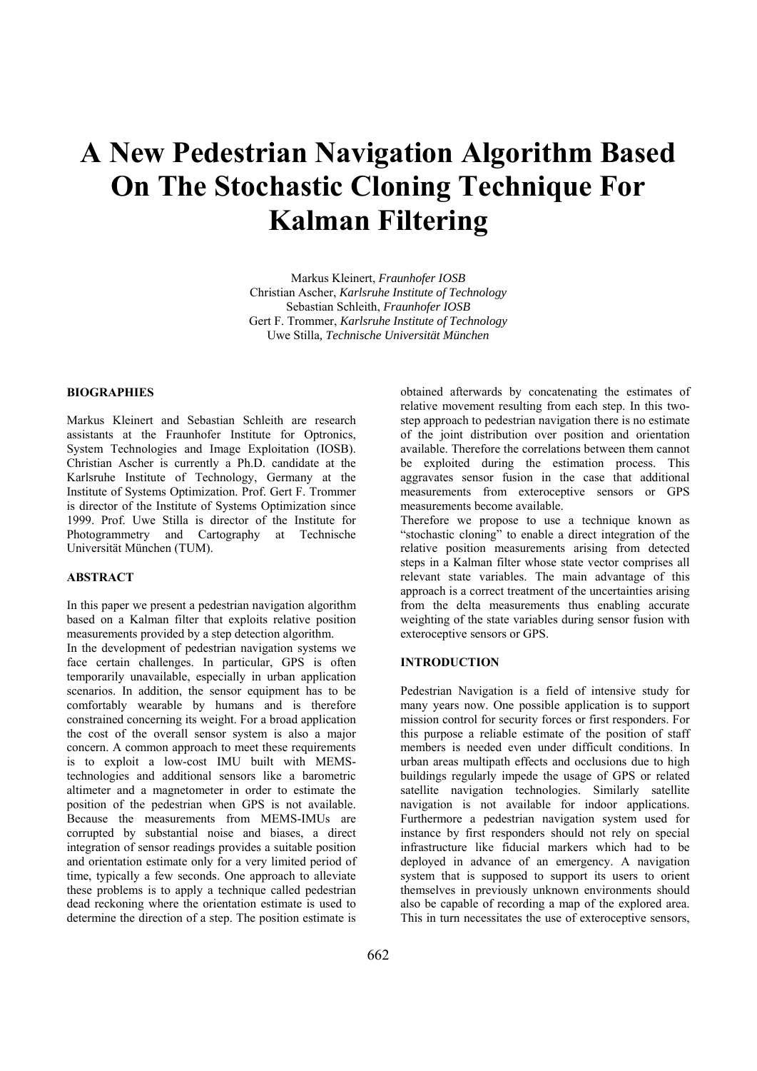# A New Pedestrian Navigation Algorithm Based On The Stochastic Cloning Technique For Kalman Filtering

Markus Kleinert, *Fraunhofer IOSB*
Christian Ascher, *Karlsruhe Institute of Technology*
Sebastian Schleith, *Fraunhofer IOSB*
Gert F. Trommer, *Karlsruhe Institute of Technology*
Uwe Stilla, *Technische Universität München*

## BIOGRAPHIES

Markus Kleinert and Sebastian Schleith are research assistants at the Fraunhofer Institute for Optronics, System Technologies and Image Exploitation (IOSB). Christian Ascher is currently a Ph.D. candidate at the Karlsruhe Institute of Technology, Germany at the Institute of Systems Optimization. Prof. Gert F. Trommer is director of the Institute of Systems Optimization since 1999. Prof. Uwe Stilla is director of the Institute for Photogrammetry and Cartography at Technische Universität München (TUM).

## ABSTRACT

In this paper we present a pedestrian navigation algorithm based on a Kalman filter that exploits relative position measurements provided by a step detection algorithm.

In the development of pedestrian navigation systems we face certain challenges. In particular, GPS is often temporarily unavailable, especially in urban application scenarios. In addition, the sensor equipment has to be comfortably wearable by humans and is therefore constrained concerning its weight. For a broad application the cost of the overall sensor system is also a major concern. A common approach to meet these requirements is to exploit a low-cost IMU built with MEMS-technologies and additional sensors like a barometric altimeter and a magnetometer in order to estimate the position of the pedestrian when GPS is not available. Because the measurements from MEMS-IMUs are corrupted by substantial noise and biases, a direct integration of sensor readings provides a suitable position and orientation estimate only for a very limited period of time, typically a few seconds. One approach to alleviate these problems is to apply a technique called pedestrian dead reckoning where the orientation estimate is used to determine the direction of a step. The position estimate is obtained afterwards by concatenating the estimates of relative movement resulting from each step. In this two-step approach to pedestrian navigation there is no estimate of the joint distribution over position and orientation available. Therefore the correlations between them cannot be exploited during the estimation process. This aggravates sensor fusion in the case that additional measurements from exteroceptive sensors or GPS measurements become available.

Therefore we propose to use a technique known as "stochastic cloning" to enable a direct integration of the relative position measurements arising from detected steps in a Kalman filter whose state vector comprises all relevant state variables. The main advantage of this approach is a correct treatment of the uncertainties arising from the delta measurements thus enabling accurate weighting of the state variables during sensor fusion with exteroceptive sensors or GPS.

## INTRODUCTION

Pedestrian Navigation is a field of intensive study for many years now. One possible application is to support mission control for security forces or first responders. For this purpose a reliable estimate of the position of staff members is needed even under difficult conditions. In urban areas multipath effects and occlusions due to high buildings regularly impede the usage of GPS or related satellite navigation technologies. Similarly satellite navigation is not available for indoor applications. Furthermore a pedestrian navigation system used for instance by first responders should not rely on special infrastructure like fiducial markers which had to be deployed in advance of an emergency. A navigation system that is supposed to support its users to orient themselves in previously unknown environments should also be capable of recording a map of the explored area. This in turn necessitates the use of exteroceptive sensors,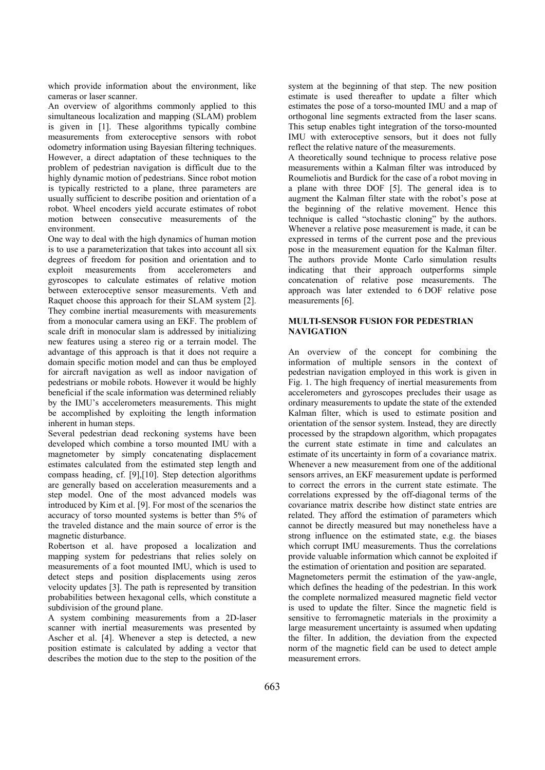which provide information about the environment, like cameras or laser scanner.

An overview of algorithms commonly applied to this simultaneous localization and mapping (SLAM) problem is given in [1]. These algorithms typically combine measurements from exteroceptive sensors with robot odometry information using Bayesian filtering techniques. However, a direct adaptation of these techniques to the problem of pedestrian navigation is difficult due to the highly dynamic motion of pedestrians. Since robot motion is typically restricted to a plane, three parameters are usually sufficient to describe position and orientation of a robot. Wheel encoders yield accurate estimates of robot motion between consecutive measurements of the environment.

One way to deal with the high dynamics of human motion is to use a parameterization that takes into account all six degrees of freedom for position and orientation and to exploit measurements from accelerometers and gyroscopes to calculate estimates of relative motion between exteroceptive sensor measurements. Veth and Raquet choose this approach for their SLAM system [2]. They combine inertial measurements with measurements from a monocular camera using an EKF. The problem of scale drift in monocular slam is addressed by initializing new features using a stereo rig or a terrain model. The advantage of this approach is that it does not require a domain specific motion model and can thus be employed for aircraft navigation as well as indoor navigation of pedestrians or mobile robots. However it would be highly beneficial if the scale information was determined reliably by the IMU's accelerometers measurements. This might be accomplished by exploiting the length information inherent in human steps.

Several pedestrian dead reckoning systems have been developed which combine a torso mounted IMU with a magnetometer by simply concatenating displacement estimates calculated from the estimated step length and compass heading, cf. [9],[10]. Step detection algorithms are generally based on acceleration measurements and a step model. One of the most advanced models was introduced by Kim et al. [9]. For most of the scenarios the accuracy of torso mounted systems is better than 5% of the traveled distance and the main source of error is the magnetic disturbance.

Robertson et al. have proposed a localization and mapping system for pedestrians that relies solely on measurements of a foot mounted IMU, which is used to detect steps and position displacements using zeros velocity updates [3]. The path is represented by transition probabilities between hexagonal cells, which constitute a subdivision of the ground plane.

A system combining measurements from a 2D-laser scanner with inertial measurements was presented by Ascher et al. [4]. Whenever a step is detected, a new position estimate is calculated by adding a vector that describes the motion due to the step to the position of the system at the beginning of that step. The new position estimate is used thereafter to update a filter which estimates the pose of a torso-mounted IMU and a map of orthogonal line segments extracted from the laser scans. This setup enables tight integration of the torso-mounted IMU with exteroceptive sensors, but it does not fully reflect the relative nature of the measurements.

A theoretically sound technique to process relative pose measurements within a Kalman filter was introduced by Roumeliotis and Burdick for the case of a robot moving in a plane with three DOF [5]. The general idea is to augment the Kalman filter state with the robot's pose at the beginning of the relative movement. Hence this technique is called "stochastic cloning" by the authors. Whenever a relative pose measurement is made, it can be expressed in terms of the current pose and the previous pose in the measurement equation for the Kalman filter. The authors provide Monte Carlo simulation results indicating that their approach outperforms simple concatenation of relative pose measurements. The approach was later extended to 6 DOF relative pose measurements [6].

## MULTI-SENSOR FUSION FOR PEDESTRIAN NAVIGATION

An overview of the concept for combining the information of multiple sensors in the context of pedestrian navigation employed in this work is given in Fig. 1. The high frequency of inertial measurements from accelerometers and gyroscopes precludes their usage as ordinary measurements to update the state of the extended Kalman filter, which is used to estimate position and orientation of the sensor system. Instead, they are directly processed by the strapdown algorithm, which propagates the current state estimate in time and calculates an estimate of its uncertainty in form of a covariance matrix. Whenever a new measurement from one of the additional sensors arrives, an EKF measurement update is performed to correct the errors in the current state estimate. The correlations expressed by the off-diagonal terms of the covariance matrix describe how distinct state entries are related. They afford the estimation of parameters which cannot be directly measured but may nonetheless have a strong influence on the estimated state, e.g. the biases which corrupt IMU measurements. Thus the correlations provide valuable information which cannot be exploited if the estimation of orientation and position are separated.

Magnetometers permit the estimation of the yaw-angle, which defines the heading of the pedestrian. In this work the complete normalized measured magnetic field vector is used to update the filter. Since the magnetic field is sensitive to ferromagnetic materials in the proximity a large measurement uncertainty is assumed when updating the filter. In addition, the deviation from the expected norm of the magnetic field can be used to detect ample measurement errors.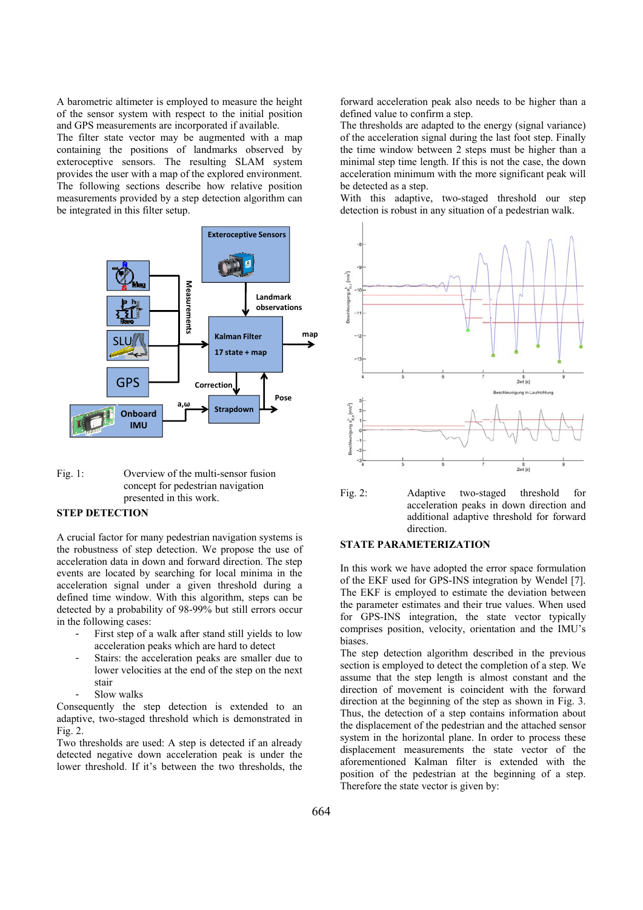A barometric altimeter is employed to measure the height of the sensor system with respect to the initial position and GPS measurements are incorporated if available.
The filter state vector may be augmented with a map containing the positions of landmarks observed by exteroceptive sensors. The resulting SLAM system provides the user with a map of the explored environment.
The following sections describe how relative position measurements provided by a step detection algorithm can be integrated in this filter setup.

Fig. 1: Overview of the multi-sensor fusion concept for pedestrian navigation presented in this work.

## STEP DETECTION

A crucial factor for many pedestrian navigation systems is the robustness of step detection. We propose the use of acceleration data in down and forward direction. The step events are located by searching for local minima in the acceleration signal under a given threshold during a defined time window. With this algorithm, steps can be detected by a probability of 98-99% but still errors occur in the following cases:

- First step of a walk after stand still yields to low acceleration peaks which are hard to detect
- Stairs: the acceleration peaks are smaller due to lower velocities at the end of the step on the next stair
- Slow walks

Consequently the step detection is extended to an adaptive, two-staged threshold which is demonstrated in Fig. 2.
Two thresholds are used: A step is detected if an already detected negative down acceleration peak is under the lower threshold. If it's between the two thresholds, the forward acceleration peak also needs to be higher than a defined value to confirm a step.
The thresholds are adapted to the energy (signal variance) of the acceleration signal during the last foot step. Finally the time window between 2 steps must be higher than a minimal step time length. If this is not the case, the down acceleration minimum with the more significant peak will be detected as a step.
With this adaptive, two-staged threshold our step detection is robust in any situation of a pedestrian walk.

Fig. 2: Adaptive two-staged threshold for acceleration peaks in down direction and additional adaptive threshold for forward direction.

## STATE PARAMETERIZATION

In this work we have adopted the error space formulation of the EKF used for GPS-INS integration by Wendel [7]. The EKF is employed to estimate the deviation between the parameter estimates and their true values. When used for GPS-INS integration, the state vector typically comprises position, velocity, orientation and the IMU's biases.
The step detection algorithm described in the previous section is employed to detect the completion of a step. We assume that the step length is almost constant and the direction of movement is coincident with the forward direction at the beginning of the step as shown in Fig. 3. Thus, the detection of a step contains information about the displacement of the pedestrian and the attached sensor system in the horizontal plane. In order to process these displacement measurements the state vector of the aforementioned Kalman filter is extended with the position of the pedestrian at the beginning of a step. Therefore the state vector is given by: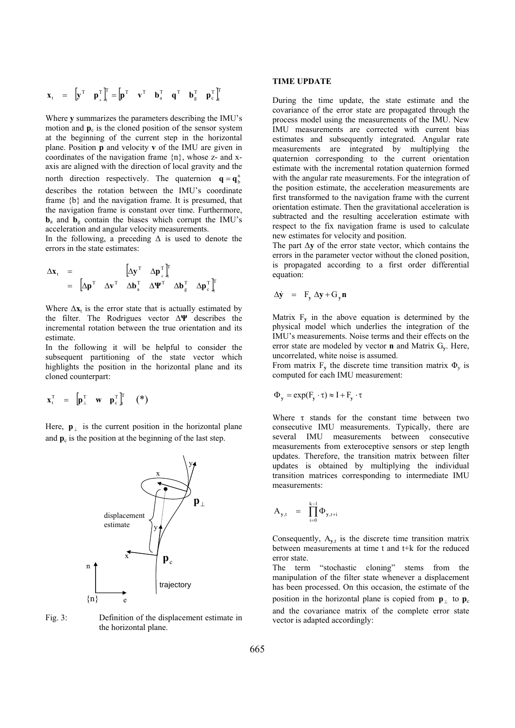$$\mathbf{x}_t = \begin{bmatrix}\mathbf{y}^T & \mathbf{p}_c^T\end{bmatrix}_t^T = \begin{bmatrix}\mathbf{p}^T & \mathbf{v}^T & \mathbf{b}_a^T & \mathbf{q}^T & \mathbf{b}_g^T & \mathbf{p}_c^T\end{bmatrix}_t^T$$

Where **y** summarizes the parameters describing the IMU's motion and $\mathbf{p}_c$ is the cloned position of the sensor system at the beginning of the current step in the horizontal plane. Position **p** and velocity **v** of the IMU are given in coordinates of the navigation frame {n}, whose z- and x-axis are aligned with the direction of local gravity and the north direction respectively. The quaternion $\mathbf{q} = \mathbf{q}_b^n$ describes the rotation between the IMU's coordinate frame {b} and the navigation frame. It is presumed, that the navigation frame is constant over time. Furthermore, $\mathbf{b}_a$ and $\mathbf{b}_g$ contain the biases which corrupt the IMU's acceleration and angular velocity measurements.

In the following, a preceding $\Delta$ is used to denote the errors in the state estimates:

$$\begin{aligned}\Delta\mathbf{x}_t &= \begin{bmatrix}\Delta\mathbf{y}^T & \Delta\mathbf{p}_c^T\end{bmatrix}_t^T \\ &= \begin{bmatrix}\Delta\mathbf{p}^T & \Delta\mathbf{v}^T & \Delta\mathbf{b}_a^T & \Delta\mathbf{\Psi}^T & \Delta\mathbf{b}_g^T & \Delta\mathbf{p}_c^T\end{bmatrix}_t^T\end{aligned}$$

Where $\Delta\mathbf{x}_t$ is the error state that is actually estimated by the filter. The Rodrigues vector $\Delta\mathbf{\Psi}$ describes the incremental rotation between the true orientation and its estimate.

In the following it will be helpful to consider the subsequent partitioning of the state vector which highlights the position in the horizontal plane and its cloned counterpart:

$$\mathbf{x}_t^T = \begin{bmatrix}\mathbf{p}_\perp^T & \mathbf{w} & \mathbf{p}_c^T\end{bmatrix}_t^T \quad (*)$$

Here, $\mathbf{p}_\perp$ is the current position in the horizontal plane and $\mathbf{p}_c$ is the position at the beginning of the last step.

Fig. 3: Definition of the displacement estimate in the horizontal plane.

### TIME UPDATE

During the time update, the state estimate and the covariance of the error state are propagated through the process model using the measurements of the IMU. New IMU measurements are corrected with current bias estimates and subsequently integrated. Angular rate measurements are integrated by multiplying the quaternion corresponding to the current orientation estimate with the incremental rotation quaternion formed with the angular rate measurements. For the integration of the position estimate, the acceleration measurements are first transformed to the navigation frame with the current orientation estimate. Then the gravitational acceleration is subtracted and the resulting acceleration estimate with respect to the fix navigation frame is used to calculate new estimates for velocity and position.

The part $\Delta\mathbf{y}$ of the error state vector, which contains the errors in the parameter vector without the cloned position, is propagated according to a first order differential equation:

$$\Delta\dot{\mathbf{y}} = F_y\,\Delta\mathbf{y} + G_y\mathbf{n}$$

Matrix $F_y$ in the above equation is determined by the physical model which underlies the integration of the IMU's measurements. Noise terms and their effects on the error state are modeled by vector **n** and Matrix $G_y$. Here, uncorrelated, white noise is assumed.

From matrix $F_y$ the discrete time transition matrix $\Phi_y$ is computed for each IMU measurement:

$$\Phi_y = \exp(F_y \cdot \tau) \approx I + F_y \cdot \tau$$

Where $\tau$ stands for the constant time between two consecutive IMU measurements. Typically, there are several IMU measurements between consecutive measurements from exteroceptive sensors or step length updates. Therefore, the transition matrix between filter updates is obtained by multiplying the individual transition matrices corresponding to intermediate IMU measurements:

$$A_{y,t} = \prod_{i=0}^{k-1} \Phi_{y,t+i}$$

Consequently, $A_{y,t}$ is the discrete time transition matrix between measurements at time t and t+k for the reduced error state.

The term "stochastic cloning" stems from the manipulation of the filter state whenever a displacement has been processed. On this occasion, the estimate of the position in the horizontal plane is copied from $\mathbf{p}_\perp$ to $\mathbf{p}_c$ and the covariance matrix of the complete error state vector is adapted accordingly: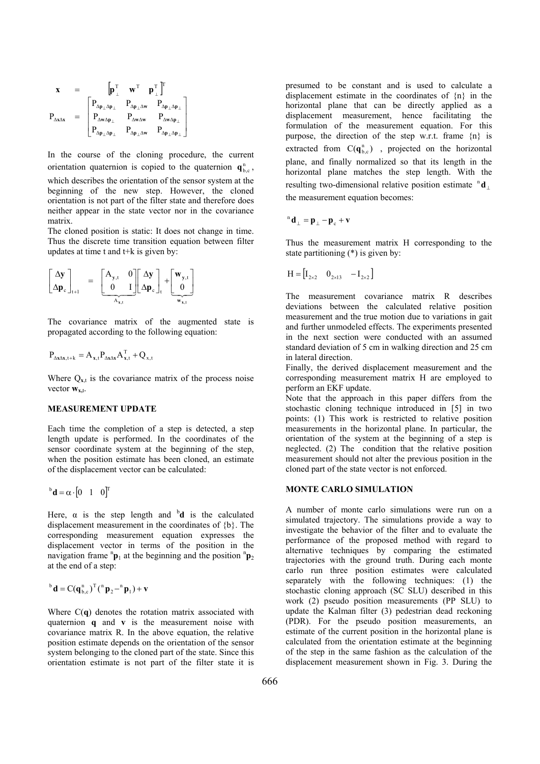$$\mathbf{x} \quad = \quad \begin{bmatrix} \mathbf{p}_{\perp}^{T} & \mathbf{w}^{T} & \mathbf{p}_{\perp}^{T} \end{bmatrix}^{T}$$

$$P_{\Delta\mathbf{x}\Delta\mathbf{x}} \quad = \quad \begin{bmatrix} P_{\Delta\mathbf{p}_{\perp}\Delta\mathbf{p}_{\perp}} & P_{\Delta\mathbf{p}_{\perp}\Delta\mathbf{w}} & P_{\Delta\mathbf{p}_{\perp}\Delta\mathbf{p}_{\perp}} \\ P_{\Delta\mathbf{w}\Delta\mathbf{p}_{\perp}} & P_{\Delta\mathbf{w}\Delta\mathbf{w}} & P_{\Delta\mathbf{w}\Delta\mathbf{p}_{\perp}} \\ P_{\Delta\mathbf{p}_{\perp}\Delta\mathbf{p}_{\perp}} & P_{\Delta\mathbf{p}_{\perp}\Delta\mathbf{w}} & P_{\Delta\mathbf{p}_{\perp}\Delta\mathbf{p}_{\perp}} \end{bmatrix}$$

In the course of the cloning procedure, the current orientation quaternion is copied to the quaternion $\mathbf{q}_{b,c}^{n}$, which describes the orientation of the sensor system at the beginning of the new step. However, the cloned orientation is not part of the filter state and therefore does neither appear in the state vector nor in the covariance matrix.

The cloned position is static: It does not change in time. Thus the discrete time transition equation between filter updates at time t and t+k is given by:

$$\begin{bmatrix} \Delta\mathbf{y} \\ \Delta\mathbf{p}_{c} \end{bmatrix}_{t+1} = \underbrace{\begin{bmatrix} A_{y,t} & 0 \\ 0 & I \end{bmatrix}}_{A_{\mathbf{x},t}} \begin{bmatrix} \Delta\mathbf{y} \\ \Delta\mathbf{p}_{c} \end{bmatrix}_{t} + \underbrace{\begin{bmatrix} \mathbf{w}_{y,t} \\ 0 \end{bmatrix}}_{\mathbf{w}_{\mathbf{x},t}}$$

The covariance matrix of the augmented state is propagated according to the following equation:

$$P_{\Delta\mathbf{x}\Delta\mathbf{x},t+k} = A_{\mathbf{x},t} P_{\Delta\mathbf{x}\Delta\mathbf{x}} A_{\mathbf{x},t}^{T} + Q_{\mathbf{x},t}$$

Where $Q_{\mathbf{x},t}$ is the covariance matrix of the process noise vector $\mathbf{w}_{\mathbf{x},t}$.

## MEASUREMENT UPDATE

Each time the completion of a step is detected, a step length update is performed. In the coordinates of the sensor coordinate system at the beginning of the step, when the position estimate has been cloned, an estimate of the displacement vector can be calculated:

$${}^{b}\mathbf{d} = \alpha \cdot \begin{bmatrix} 0 & 1 & 0 \end{bmatrix}^{T}$$

Here, $\alpha$ is the step length and ${}^{b}\mathbf{d}$ is the calculated displacement measurement in the coordinates of {b}. The corresponding measurement equation expresses the displacement vector in terms of the position in the navigation frame ${}^{n}\mathbf{p}_{1}$ at the beginning and the position ${}^{n}\mathbf{p}_{2}$ at the end of a step:

$${}^{b}\mathbf{d} = C(\mathbf{q}_{b,c}^{n})^{T}({}^{n}\mathbf{p}_{2} - {}^{n}\mathbf{p}_{1}) + \mathbf{v}$$

Where $C(\mathbf{q})$ denotes the rotation matrix associated with quaternion $\mathbf{q}$ and $\mathbf{v}$ is the measurement noise with covariance matrix R. In the above equation, the relative position estimate depends on the orientation of the sensor system belonging to the cloned part of the state. Since this orientation estimate is not part of the filter state it is presumed to be constant and is used to calculate a displacement estimate in the coordinates of {n} in the horizontal plane that can be directly applied as a displacement measurement, hence facilitating the formulation of the measurement equation. For this purpose, the direction of the step w.r.t. frame {n} is extracted from $C(\mathbf{q}_{b,c}^{n})$, projected on the horizontal plane, and finally normalized so that its length in the horizontal plane matches the step length. With the resulting two-dimensional relative position estimate ${}^{n}\mathbf{d}_{\perp}$ the measurement equation becomes:

$${}^{n}\mathbf{d}_{\perp} = \mathbf{p}_{\perp} - \mathbf{p}_{c} + \mathbf{v}$$

Thus the measurement matrix H corresponding to the state partitioning (*) is given by:

$$H = \begin{bmatrix} I_{2\times2} & 0_{2\times13} & -I_{2\times2} \end{bmatrix}$$

The measurement covariance matrix R describes deviations between the calculated relative position measurement and the true motion due to variations in gait and further unmodeled effects. The experiments presented in the next section were conducted with an assumed standard deviation of 5 cm in walking direction and 25 cm in lateral direction.

Finally, the derived displacement measurement and the corresponding measurement matrix H are employed to perform an EKF update.

Note that the approach in this paper differs from the stochastic cloning technique introduced in [5] in two points: (1) This work is restricted to relative position measurements in the horizontal plane. In particular, the orientation of the system at the beginning of a step is neglected. (2) The condition that the relative position measurement should not alter the previous position in the cloned part of the state vector is not enforced.

## MONTE CARLO SIMULATION

A number of monte carlo simulations were run on a simulated trajectory. The simulations provide a way to investigate the behavior of the filter and to evaluate the performance of the proposed method with regard to alternative techniques by comparing the estimated trajectories with the ground truth. During each monte carlo run three position estimates were calculated separately with the following techniques: (1) the stochastic cloning approach (SC SLU) described in this work (2) pseudo position measurements (PP SLU) to update the Kalman filter (3) pedestrian dead reckoning (PDR). For the pseudo position measurements, an estimate of the current position in the horizontal plane is calculated from the orientation estimate at the beginning of the step in the same fashion as the calculation of the displacement measurement shown in Fig. 3. During the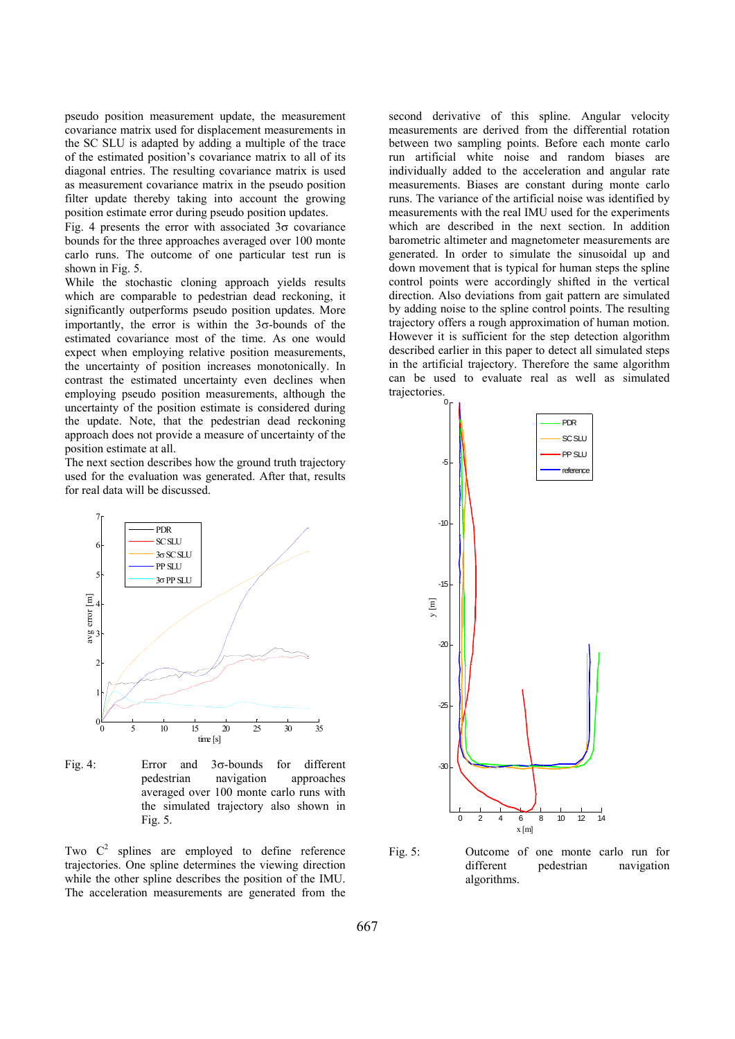pseudo position measurement update, the measurement covariance matrix used for displacement measurements in the SC SLU is adapted by adding a multiple of the trace of the estimated position's covariance matrix to all of its diagonal entries. The resulting covariance matrix is used as measurement covariance matrix in the pseudo position filter update thereby taking into account the growing position estimate error during pseudo position updates.

Fig. 4 presents the error with associated 3σ covariance bounds for the three approaches averaged over 100 monte carlo runs. The outcome of one particular test run is shown in Fig. 5.

While the stochastic cloning approach yields results which are comparable to pedestrian dead reckoning, it significantly outperforms pseudo position updates. More importantly, the error is within the 3σ-bounds of the estimated covariance most of the time. As one would expect when employing relative position measurements, the uncertainty of position increases monotonically. In contrast the estimated uncertainty even declines when employing pseudo position measurements, although the uncertainty of the position estimate is considered during the update. Note, that the pedestrian dead reckoning approach does not provide a measure of uncertainty of the position estimate at all.

The next section describes how the ground truth trajectory used for the evaluation was generated. After that, results for real data will be discussed.

Fig. 4: Error and 3σ-bounds for different pedestrian navigation approaches averaged over 100 monte carlo runs with the simulated trajectory also shown in Fig. 5.

Two $C^2$ splines are employed to define reference trajectories. One spline determines the viewing direction while the other spline describes the position of the IMU. The acceleration measurements are generated from the second derivative of this spline. Angular velocity measurements are derived from the differential rotation between two sampling points. Before each monte carlo run artificial white noise and random biases are individually added to the acceleration and angular rate measurements. Biases are constant during monte carlo runs. The variance of the artificial noise was identified by measurements with the real IMU used for the experiments which are described in the next section. In addition barometric altimeter and magnetometer measurements are generated. In order to simulate the sinusoidal up and down movement that is typical for human steps the spline control points were accordingly shifted in the vertical direction. Also deviations from gait pattern are simulated by adding noise to the spline control points. The resulting trajectory offers a rough approximation of human motion. However it is sufficient for the step detection algorithm described earlier in this paper to detect all simulated steps in the artificial trajectory. Therefore the same algorithm can be used to evaluate real as well as simulated trajectories.

Fig. 5: Outcome of one monte carlo run for different pedestrian navigation algorithms.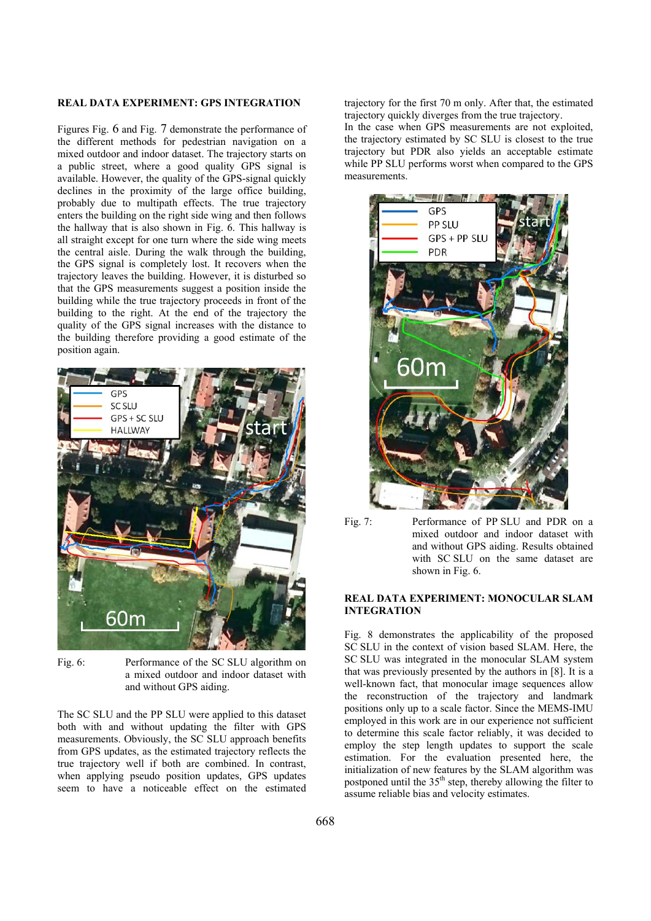## REAL DATA EXPERIMENT: GPS INTEGRATION

Figures Fig. 6 and Fig. 7 demonstrate the performance of the different methods for pedestrian navigation on a mixed outdoor and indoor dataset. The trajectory starts on a public street, where a good quality GPS signal is available. However, the quality of the GPS-signal quickly declines in the proximity of the large office building, probably due to multipath effects. The true trajectory enters the building on the right side wing and then follows the hallway that is also shown in Fig. 6. This hallway is all straight except for one turn where the side wing meets the central aisle. During the walk through the building, the GPS signal is completely lost. It recovers when the trajectory leaves the building. However, it is disturbed so that the GPS measurements suggest a position inside the building while the true trajectory proceeds in front of the building to the right. At the end of the trajectory the quality of the GPS signal increases with the distance to the building therefore providing a good estimate of the position again.

Fig. 6: Performance of the SC SLU algorithm on a mixed outdoor and indoor dataset with and without GPS aiding.

The SC SLU and the PP SLU were applied to this dataset both with and without updating the filter with GPS measurements. Obviously, the SC SLU approach benefits from GPS updates, as the estimated trajectory reflects the true trajectory well if both are combined. In contrast, when applying pseudo position updates, GPS updates seem to have a noticeable effect on the estimated trajectory for the first 70 m only. After that, the estimated trajectory quickly diverges from the true trajectory.

In the case when GPS measurements are not exploited, the trajectory estimated by SC SLU is closest to the true trajectory but PDR also yields an acceptable estimate while PP SLU performs worst when compared to the GPS measurements.

Fig. 7: Performance of PP SLU and PDR on a mixed outdoor and indoor dataset with and without GPS aiding. Results obtained with SC SLU on the same dataset are shown in Fig. 6.

## REAL DATA EXPERIMENT: MONOCULAR SLAM INTEGRATION

Fig. 8 demonstrates the applicability of the proposed SC SLU in the context of vision based SLAM. Here, the SC SLU was integrated in the monocular SLAM system that was previously presented by the authors in [8]. It is a well-known fact, that monocular image sequences allow the reconstruction of the trajectory and landmark positions only up to a scale factor. Since the MEMS-IMU employed in this work are in our experience not sufficient to determine this scale factor reliably, it was decided to employ the step length updates to support the scale estimation. For the evaluation presented here, the initialization of new features by the SLAM algorithm was postponed until the 35th step, thereby allowing the filter to assume reliable bias and velocity estimates.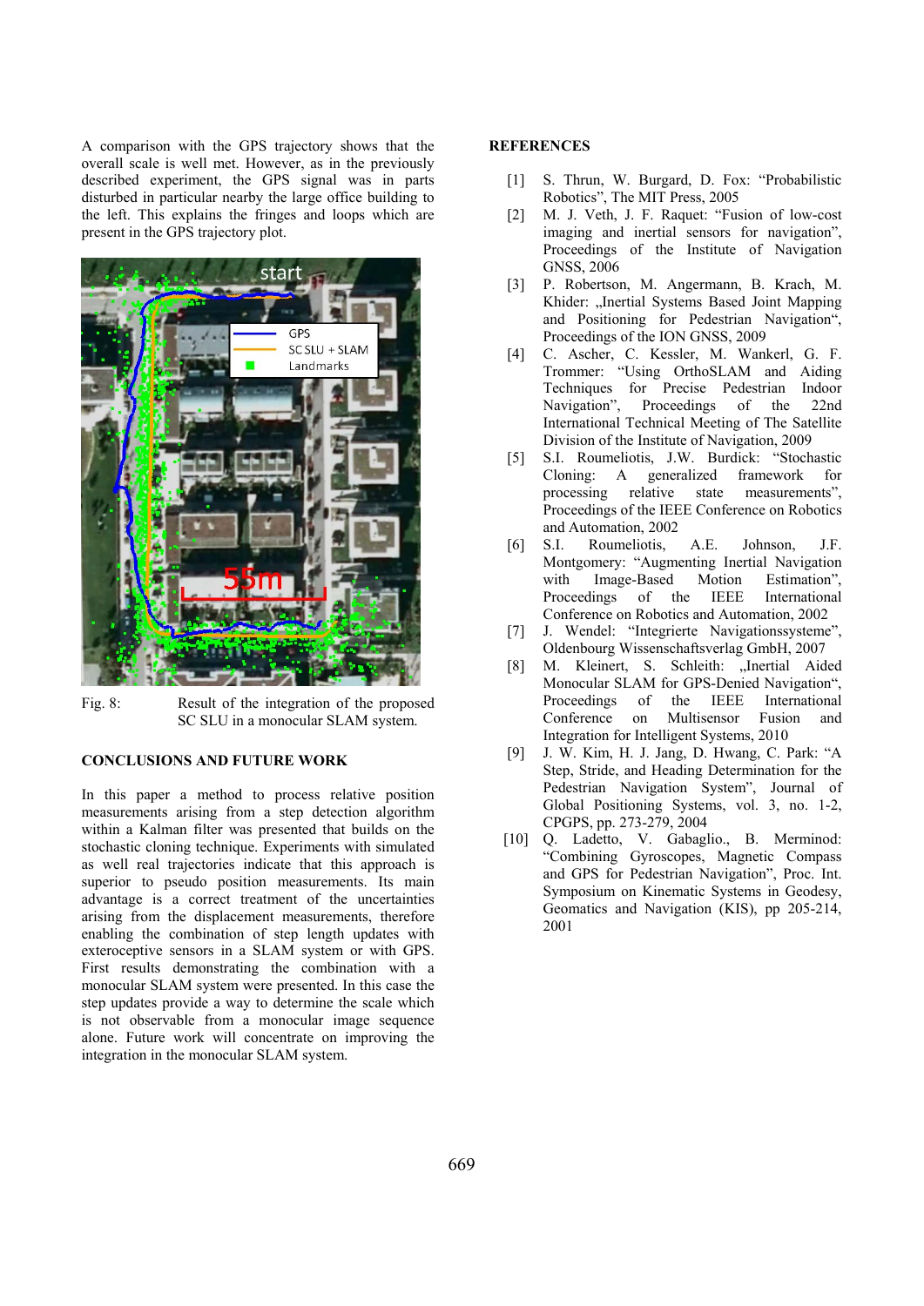A comparison with the GPS trajectory shows that the overall scale is well met. However, as in the previously described experiment, the GPS signal was in parts disturbed in particular nearby the large office building to the left. This explains the fringes and loops which are present in the GPS trajectory plot.

start

GPS

SC SLU + SLAM

Landmarks

55m

Fig. 8: Result of the integration of the proposed SC SLU in a monocular SLAM system.

## CONCLUSIONS AND FUTURE WORK

In this paper a method to process relative position measurements arising from a step detection algorithm within a Kalman filter was presented that builds on the stochastic cloning technique. Experiments with simulated as well real trajectories indicate that this approach is superior to pseudo position measurements. Its main advantage is a correct treatment of the uncertainties arising from the displacement measurements, therefore enabling the combination of step length updates with exteroceptive sensors in a SLAM system or with GPS. First results demonstrating the combination with a monocular SLAM system were presented. In this case the step updates provide a way to determine the scale which is not observable from a monocular image sequence alone. Future work will concentrate on improving the integration in the monocular SLAM system.

## REFERENCES

[1] S. Thrun, W. Burgard, D. Fox: "Probabilistic Robotics", The MIT Press, 2005

[2] M. J. Veth, J. F. Raquet: "Fusion of low-cost imaging and inertial sensors for navigation", Proceedings of the Institute of Navigation GNSS, 2006

[3] P. Robertson, M. Angermann, B. Krach, M. Khider: „Inertial Systems Based Joint Mapping and Positioning for Pedestrian Navigation", Proceedings of the ION GNSS, 2009

[4] C. Ascher, C. Kessler, M. Wankerl, G. F. Trommer: "Using OrthoSLAM and Aiding Techniques for Precise Pedestrian Indoor Navigation", Proceedings of the 22nd International Technical Meeting of The Satellite Division of the Institute of Navigation, 2009

[5] S.I. Roumeliotis, J.W. Burdick: "Stochastic Cloning: A generalized framework for processing relative state measurements", Proceedings of the IEEE Conference on Robotics and Automation, 2002

[6] S.I. Roumeliotis, A.E. Johnson, J.F. Montgomery: "Augmenting Inertial Navigation with Image-Based Motion Estimation", Proceedings of the IEEE International Conference on Robotics and Automation, 2002

[7] J. Wendel: "Integrierte Navigationssysteme", Oldenbourg Wissenschaftsverlag GmbH, 2007

[8] M. Kleinert, S. Schleith: „Inertial Aided Monocular SLAM for GPS-Denied Navigation", Proceedings of the IEEE International Conference on Multisensor Fusion and Integration for Intelligent Systems, 2010

[9] J. W. Kim, H. J. Jang, D. Hwang, C. Park: "A Step, Stride, and Heading Determination for the Pedestrian Navigation System", Journal of Global Positioning Systems, vol. 3, no. 1-2, CPGPS, pp. 273-279, 2004

[10] Q. Ladetto, V. Gabaglio., B. Merminod: "Combining Gyroscopes, Magnetic Compass and GPS for Pedestrian Navigation", Proc. Int. Symposium on Kinematic Systems in Geodesy, Geomatics and Navigation (KIS), pp 205-214, 2001